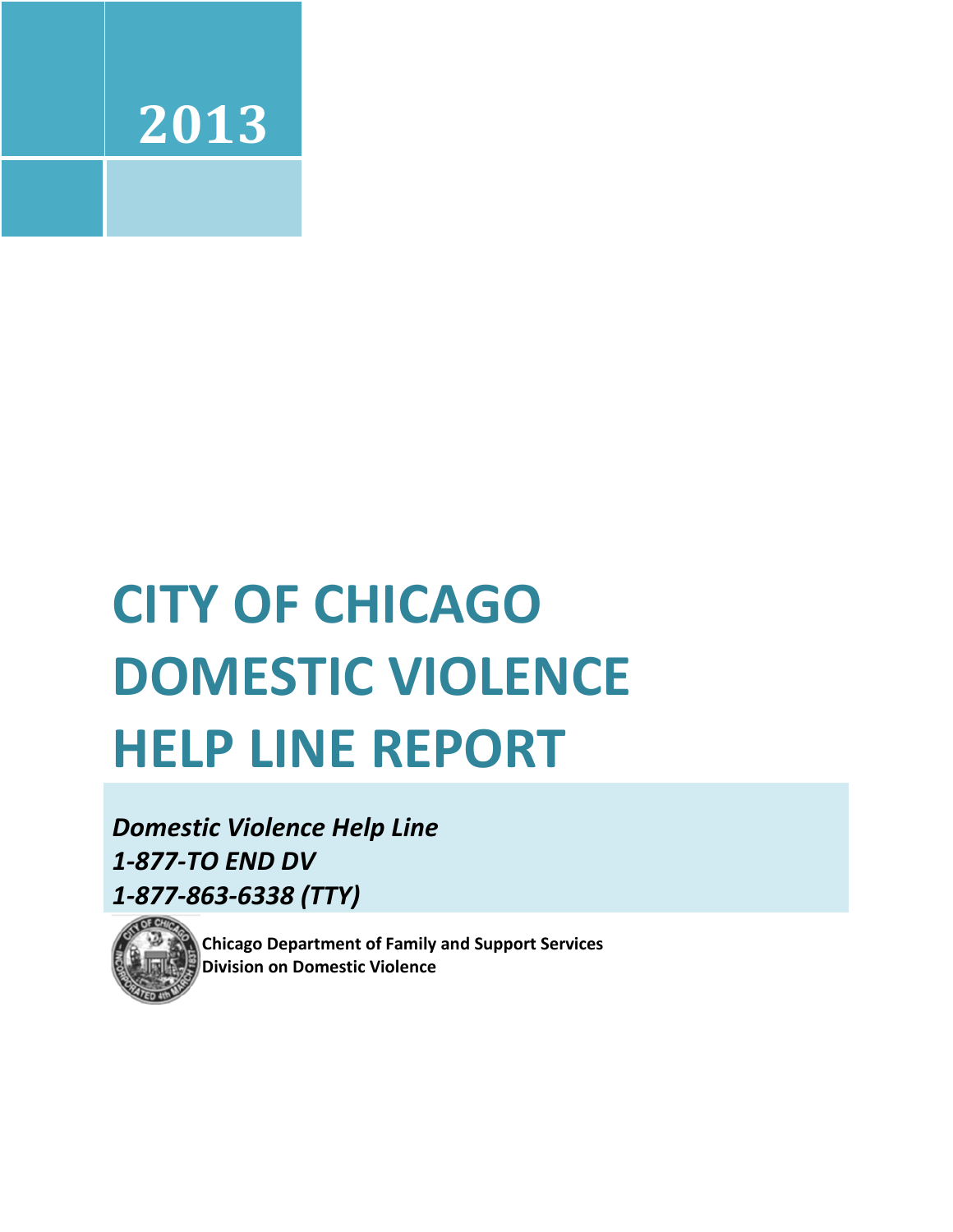2013

# CITY OF CHICAGO DOMESTIC VIOLENCE HELP LINE REPORT

***Domestic Violence Help Line***
***1-877-TO END DV***
***1-877-863-6338 (TTY)***

**Chicago Department of Family and Support Services**
**Division on Domestic Violence**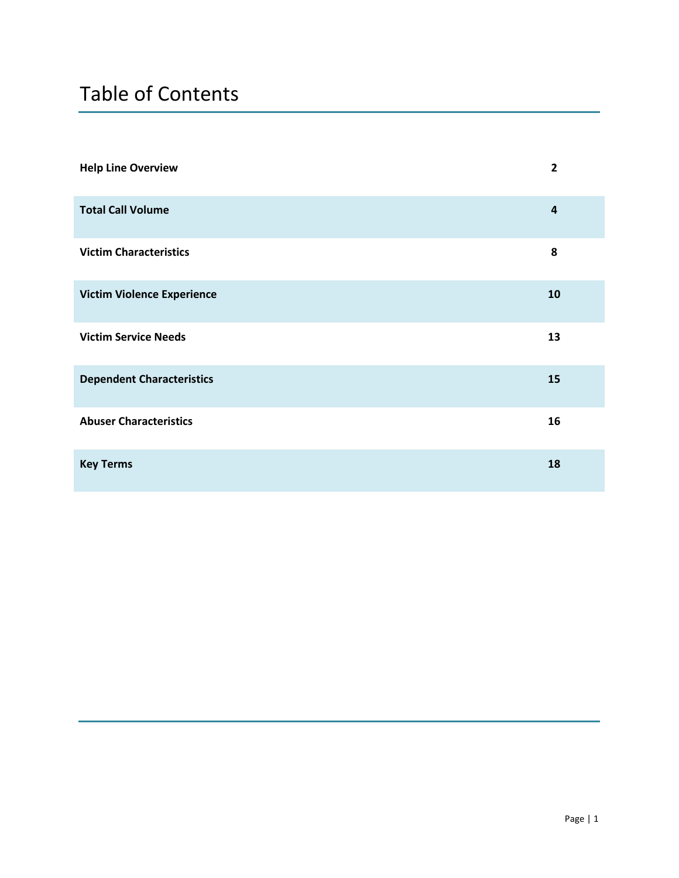# Table of Contents

| | |
|---|---|
| **Help Line Overview** | **2** |
| **Total Call Volume** | **4** |
| **Victim Characteristics** | **8** |
| **Victim Violence Experience** | **10** |
| **Victim Service Needs** | **13** |
| **Dependent Characteristics** | **15** |
| **Abuser Characteristics** | **16** |
| **Key Terms** | **18** |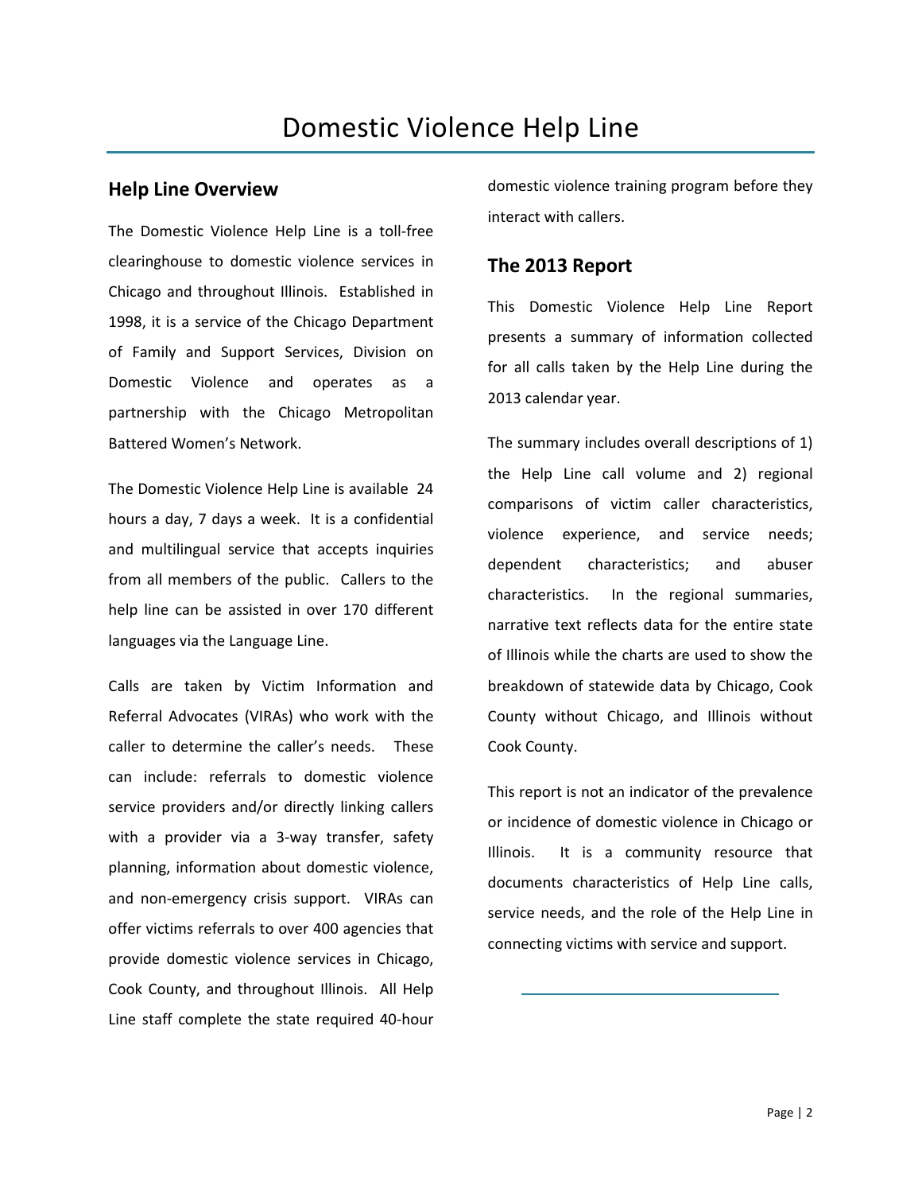# Domestic Violence Help Line

## Help Line Overview

The Domestic Violence Help Line is a toll-free clearinghouse to domestic violence services in Chicago and throughout Illinois. Established in 1998, it is a service of the Chicago Department of Family and Support Services, Division on Domestic Violence and operates as a partnership with the Chicago Metropolitan Battered Women's Network.

The Domestic Violence Help Line is available 24 hours a day, 7 days a week. It is a confidential and multilingual service that accepts inquiries from all members of the public. Callers to the help line can be assisted in over 170 different languages via the Language Line.

Calls are taken by Victim Information and Referral Advocates (VIRAs) who work with the caller to determine the caller's needs. These can include: referrals to domestic violence service providers and/or directly linking callers with a provider via a 3-way transfer, safety planning, information about domestic violence, and non-emergency crisis support. VIRAs can offer victims referrals to over 400 agencies that provide domestic violence services in Chicago, Cook County, and throughout Illinois. All Help Line staff complete the state required 40-hour domestic violence training program before they interact with callers.

## The 2013 Report

This Domestic Violence Help Line Report presents a summary of information collected for all calls taken by the Help Line during the 2013 calendar year.

The summary includes overall descriptions of 1) the Help Line call volume and 2) regional comparisons of victim caller characteristics, violence experience, and service needs; dependent characteristics; and abuser characteristics. In the regional summaries, narrative text reflects data for the entire state of Illinois while the charts are used to show the breakdown of statewide data by Chicago, Cook County without Chicago, and Illinois without Cook County.

This report is not an indicator of the prevalence or incidence of domestic violence in Chicago or Illinois. It is a community resource that documents characteristics of Help Line calls, service needs, and the role of the Help Line in connecting victims with service and support.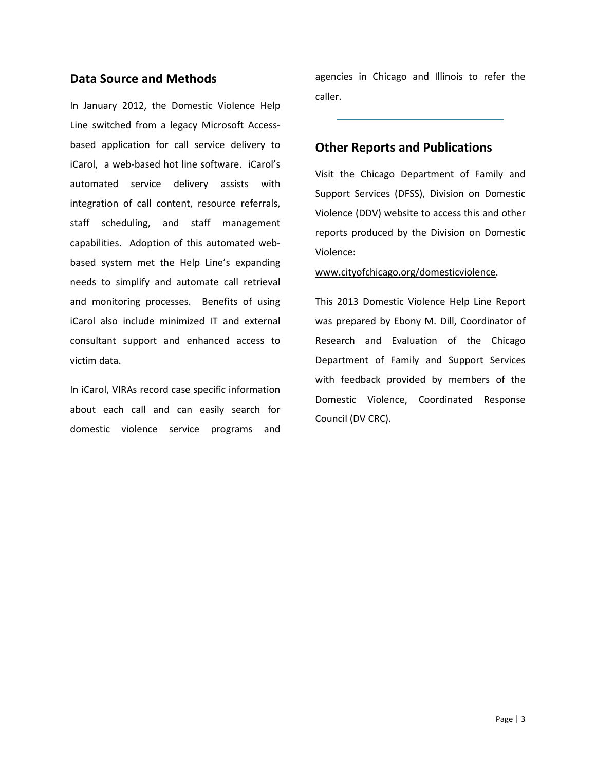## Data Source and Methods

In January 2012, the Domestic Violence Help Line switched from a legacy Microsoft Access-based application for call service delivery to iCarol, a web-based hot line software. iCarol's automated service delivery assists with integration of call content, resource referrals, staff scheduling, and staff management capabilities. Adoption of this automated web-based system met the Help Line's expanding needs to simplify and automate call retrieval and monitoring processes. Benefits of using iCarol also include minimized IT and external consultant support and enhanced access to victim data.

In iCarol, VIRAs record case specific information about each call and can easily search for domestic violence service programs and agencies in Chicago and Illinois to refer the caller.

---

## Other Reports and Publications

Visit the Chicago Department of Family and Support Services (DFSS), Division on Domestic Violence (DDV) website to access this and other reports produced by the Division on Domestic Violence:

www.cityofchicago.org/domesticviolence.

This 2013 Domestic Violence Help Line Report was prepared by Ebony M. Dill, Coordinator of Research and Evaluation of the Chicago Department of Family and Support Services with feedback provided by members of the Domestic Violence, Coordinated Response Council (DV CRC).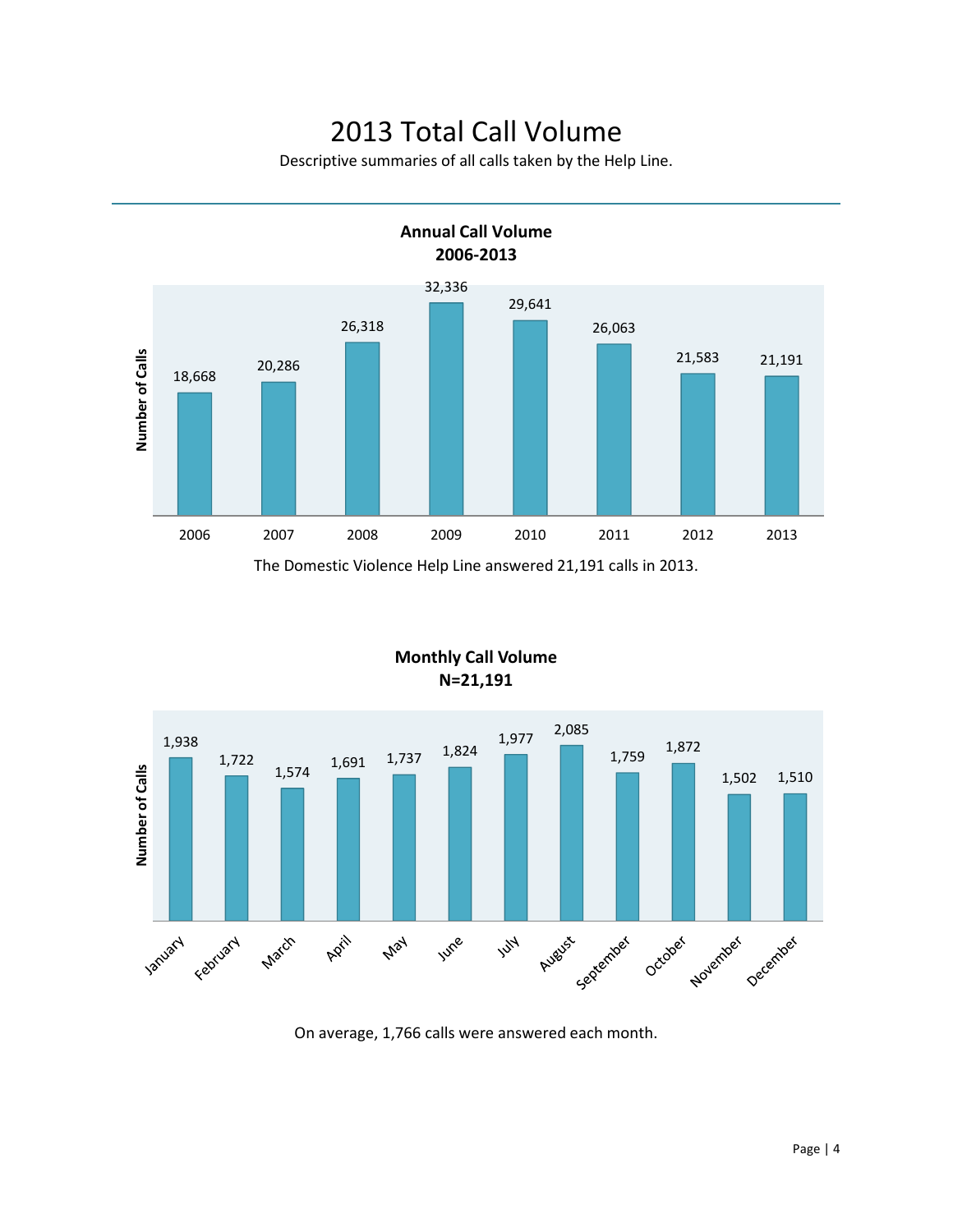# 2013 Total Call Volume

Descriptive summaries of all calls taken by the Help Line.

---

**Annual Call Volume 2006-2013**

| Year | Number of Calls |
|---|---|
| 2006 | 18,668 |
| 2007 | 20,286 |
| 2008 | 26,318 |
| 2009 | 32,336 |
| 2010 | 29,641 |
| 2011 | 26,063 |
| 2012 | 21,583 |
| 2013 | 21,191 |

The Domestic Violence Help Line answered 21,191 calls in 2013.

**Monthly Call Volume N=21,191**

| Month | Number of Calls |
|---|---|
| January | 1,938 |
| February | 1,722 |
| March | 1,574 |
| April | 1,691 |
| May | 1,737 |
| June | 1,824 |
| July | 1,977 |
| August | 2,085 |
| September | 1,759 |
| October | 1,872 |
| November | 1,502 |
| December | 1,510 |

On average, 1,766 calls were answered each month.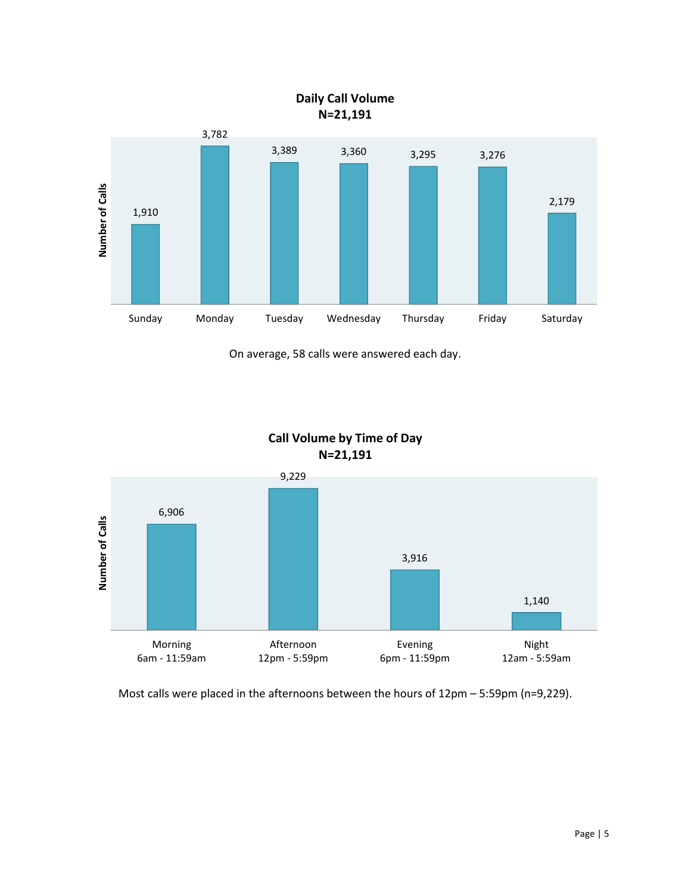**Daily Call Volume**
**N=21,191**

| Day | Number of Calls |
| --- | --- |
| Sunday | 1,910 |
| Monday | 3,782 |
| Tuesday | 3,389 |
| Wednesday | 3,360 |
| Thursday | 3,295 |
| Friday | 3,276 |
| Saturday | 2,179 |

On average, 58 calls were answered each day.

**Call Volume by Time of Day**
**N=21,191**

| Time of Day | Number of Calls |
| --- | --- |
| Morning 6am - 11:59am | 6,906 |
| Afternoon 12pm - 5:59pm | 9,229 |
| Evening 6pm - 11:59pm | 3,916 |
| Night 12am - 5:59am | 1,140 |

Most calls were placed in the afternoons between the hours of 12pm – 5:59pm (n=9,229).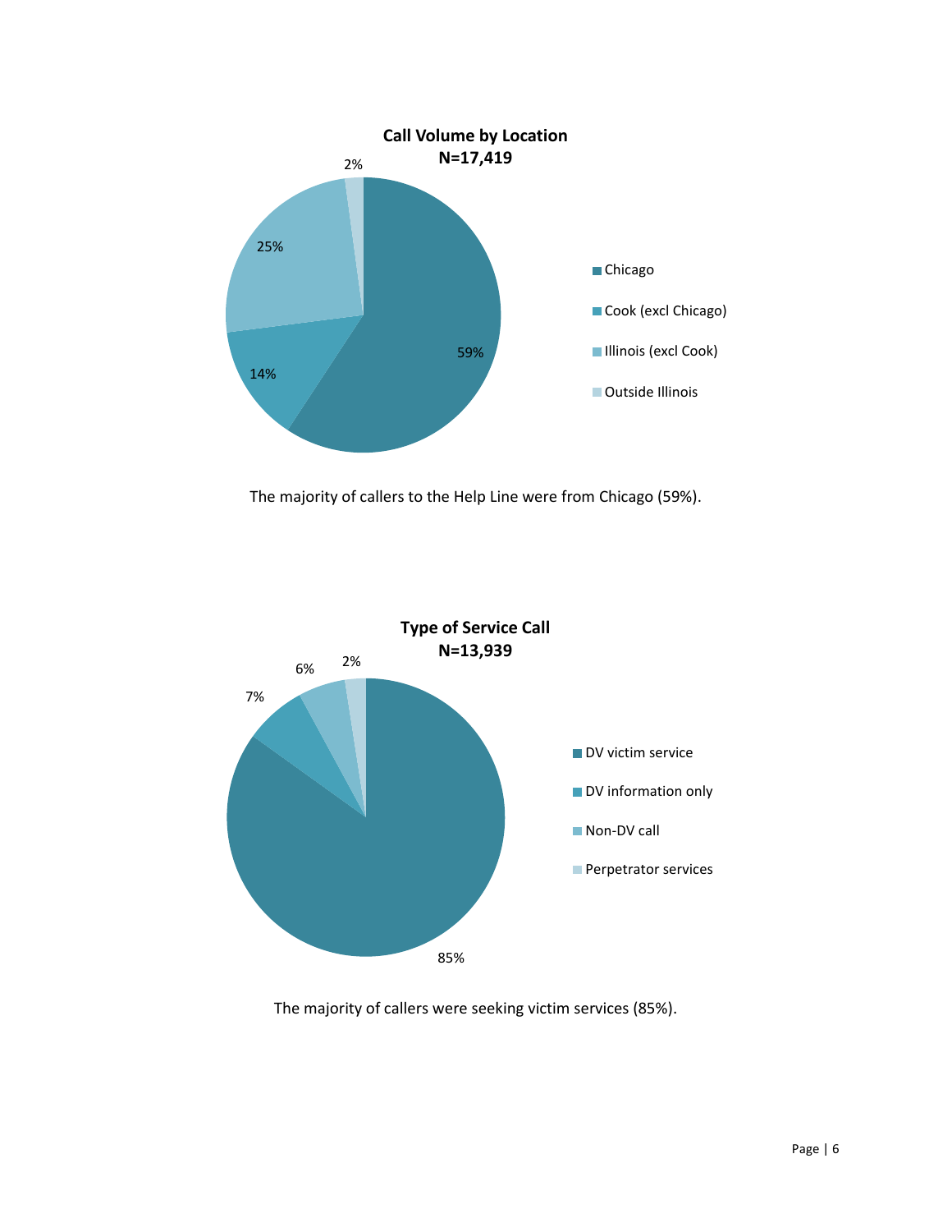**Call Volume by Location**
**N=17,419**

| Location | Percent |
|---|---|
| Chicago | 59% |
| Cook (excl Chicago) | 14% |
| Illinois (excl Cook) | 25% |
| Outside Illinois | 2% |

The majority of callers to the Help Line were from Chicago (59%).

**Type of Service Call**
**N=13,939**

| Type | Percent |
|---|---|
| DV victim service | 85% |
| DV information only | 7% |
| Non-DV call | 6% |
| Perpetrator services | 2% |

The majority of callers were seeking victim services (85%).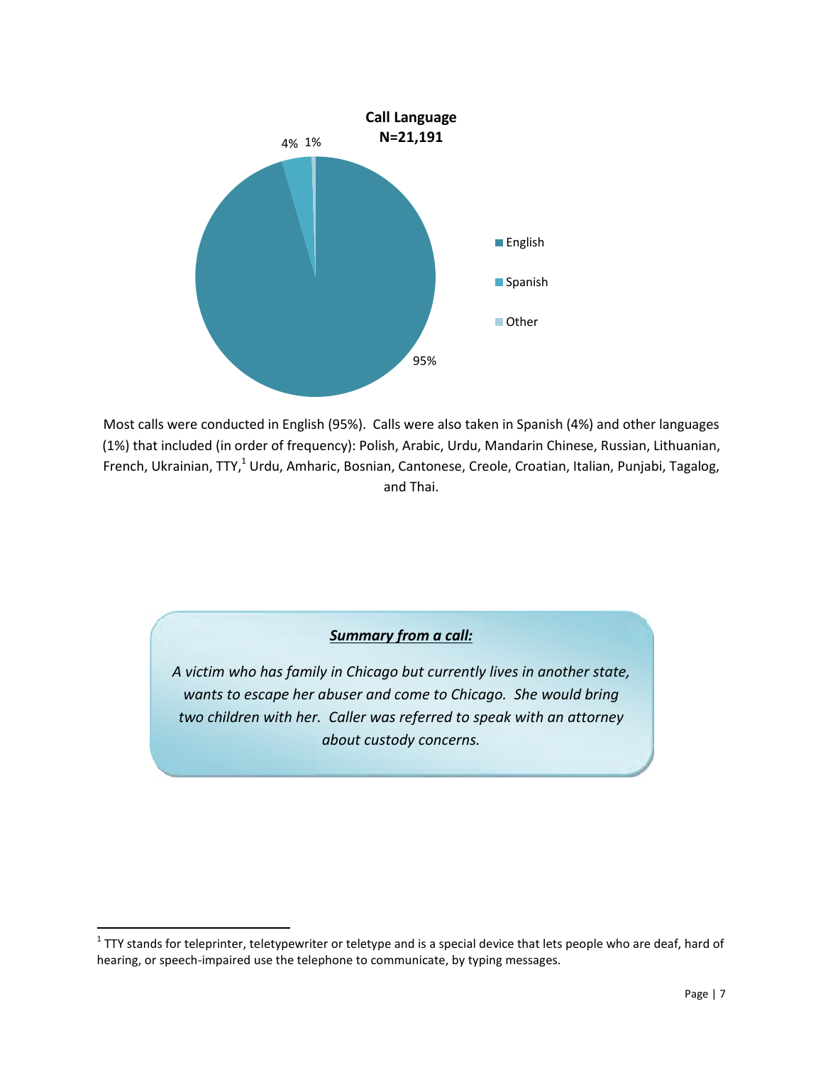**Call Language**
**N=21,191**

| Language | Percent |
| --- | --- |
| English | 95% |
| Spanish | 4% |
| Other | 1% |

Most calls were conducted in English (95%). Calls were also taken in Spanish (4%) and other languages (1%) that included (in order of frequency): Polish, Arabic, Urdu, Mandarin Chinese, Russian, Lithuanian, French, Ukrainian, TTY,[1] Urdu, Amharic, Bosnian, Cantonese, Creole, Croatian, Italian, Punjabi, Tagalog, and Thai.

***Summary from a call:***

*A victim who has family in Chicago but currently lives in another state, wants to escape her abuser and come to Chicago. She would bring two children with her. Caller was referred to speak with an attorney about custody concerns.*

---

[1] TTY stands for teleprinter, teletypewriter or teletype and is a special device that lets people who are deaf, hard of hearing, or speech-impaired use the telephone to communicate, by typing messages.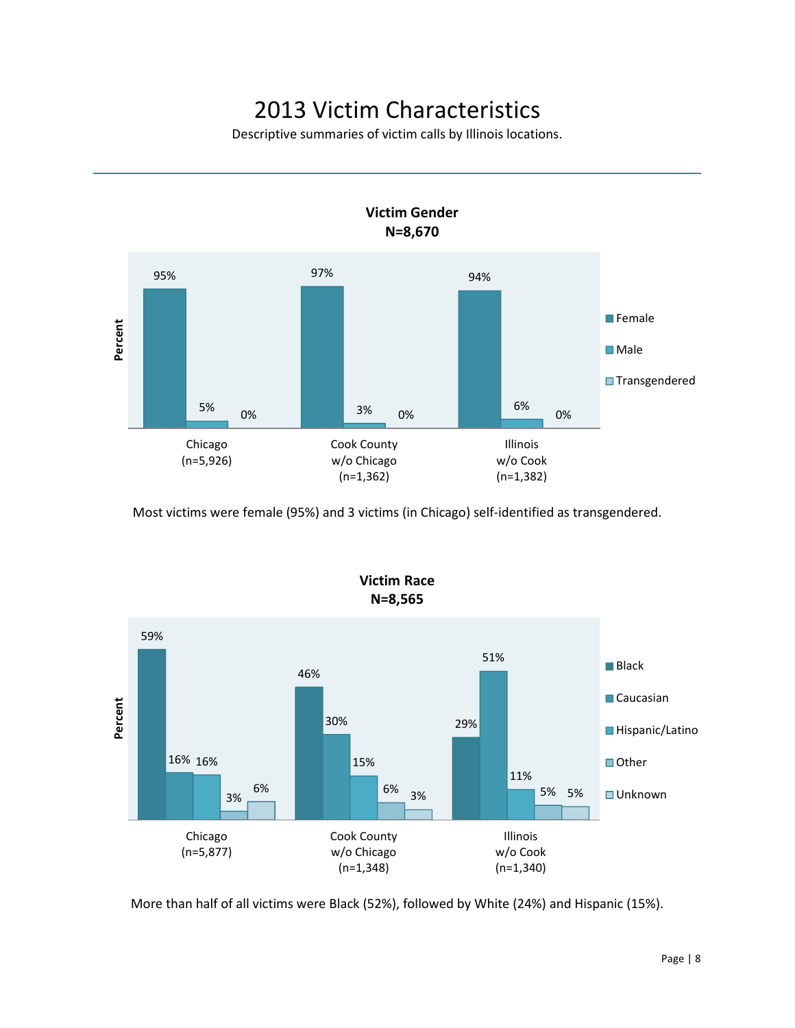# 2013 Victim Characteristics

Descriptive summaries of victim calls by Illinois locations.

---

**Victim Gender**
**N=8,670**

| | Female | Male | Transgendered |
|---|---|---|---|
| Chicago (n=5,926) | 95% | 5% | 0% |
| Cook County w/o Chicago (n=1,362) | 97% | 3% | 0% |
| Illinois w/o Cook (n=1,382) | 94% | 6% | 0% |

Most victims were female (95%) and 3 victims (in Chicago) self-identified as transgendered.

**Victim Race**
**N=8,565**

| | Black | Caucasian | Hispanic/Latino | Other | Unknown |
|---|---|---|---|---|---|
| Chicago (n=5,877) | 59% | 16% | 16% | 3% | 6% |
| Cook County w/o Chicago (n=1,348) | 46% | 30% | 15% | 6% | 3% |
| Illinois w/o Cook (n=1,340) | 29% | 51% | 11% | 5% | 5% |

More than half of all victims were Black (52%), followed by White (24%) and Hispanic (15%).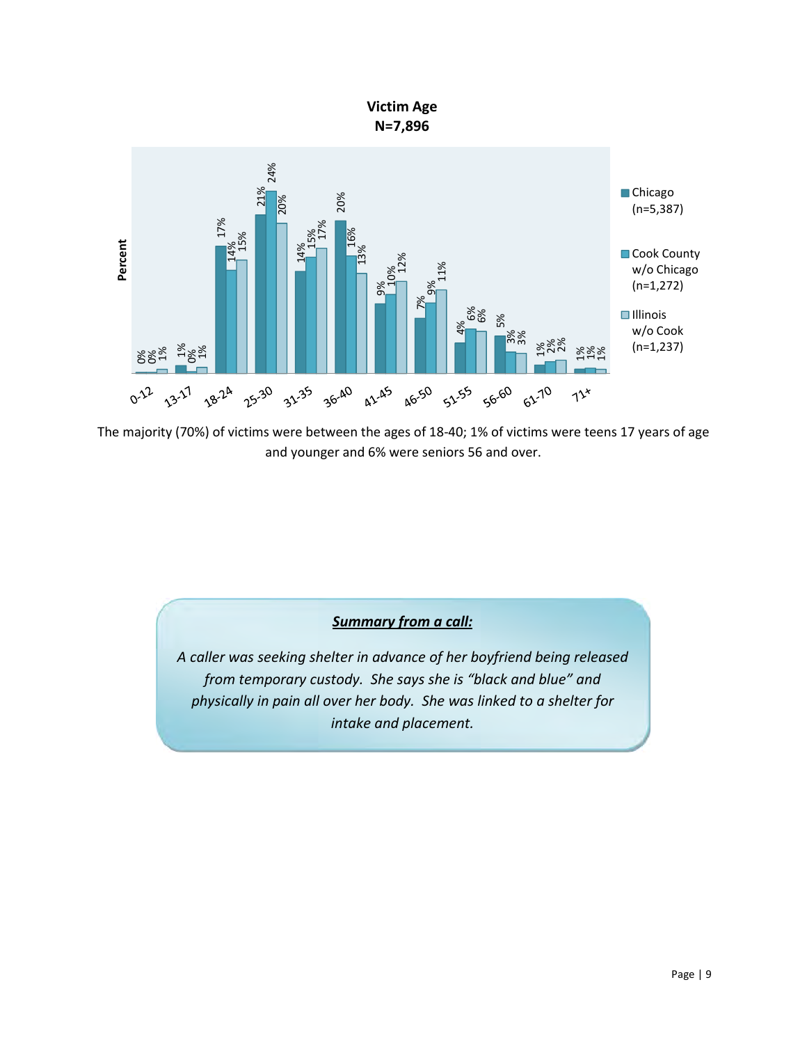**Victim Age**
**N=7,896**

| Age | Chicago (n=5,387) | Cook County w/o Chicago (n=1,272) | Illinois w/o Cook (n=1,237) |
|---|---|---|---|
| 0-12 | 0% | 0% | 1% |
| 13-17 | 1% | 0% | 1% |
| 18-24 | 17% | 14% | 15% |
| 25-30 | 21% | 24% | 20% |
| 31-35 | 14% | 15% | 17% |
| 36-40 | 20% | 16% | 13% |
| 41-45 | 9% | 10% | 12% |
| 46-50 | 7% | 9% | 11% |
| 51-55 | 4% | 6% | 6% |
| 56-60 | 5% | 3% | 3% |
| 61-70 | 1% | 2% | 2% |
| 71+ | 1% | 1% | 1% |

The majority (70%) of victims were between the ages of 18-40; 1% of victims were teens 17 years of age and younger and 6% were seniors 56 and over.

***Summary from a call:***

*A caller was seeking shelter in advance of her boyfriend being released from temporary custody. She says she is "black and blue" and physically in pain all over her body. She was linked to a shelter for intake and placement.*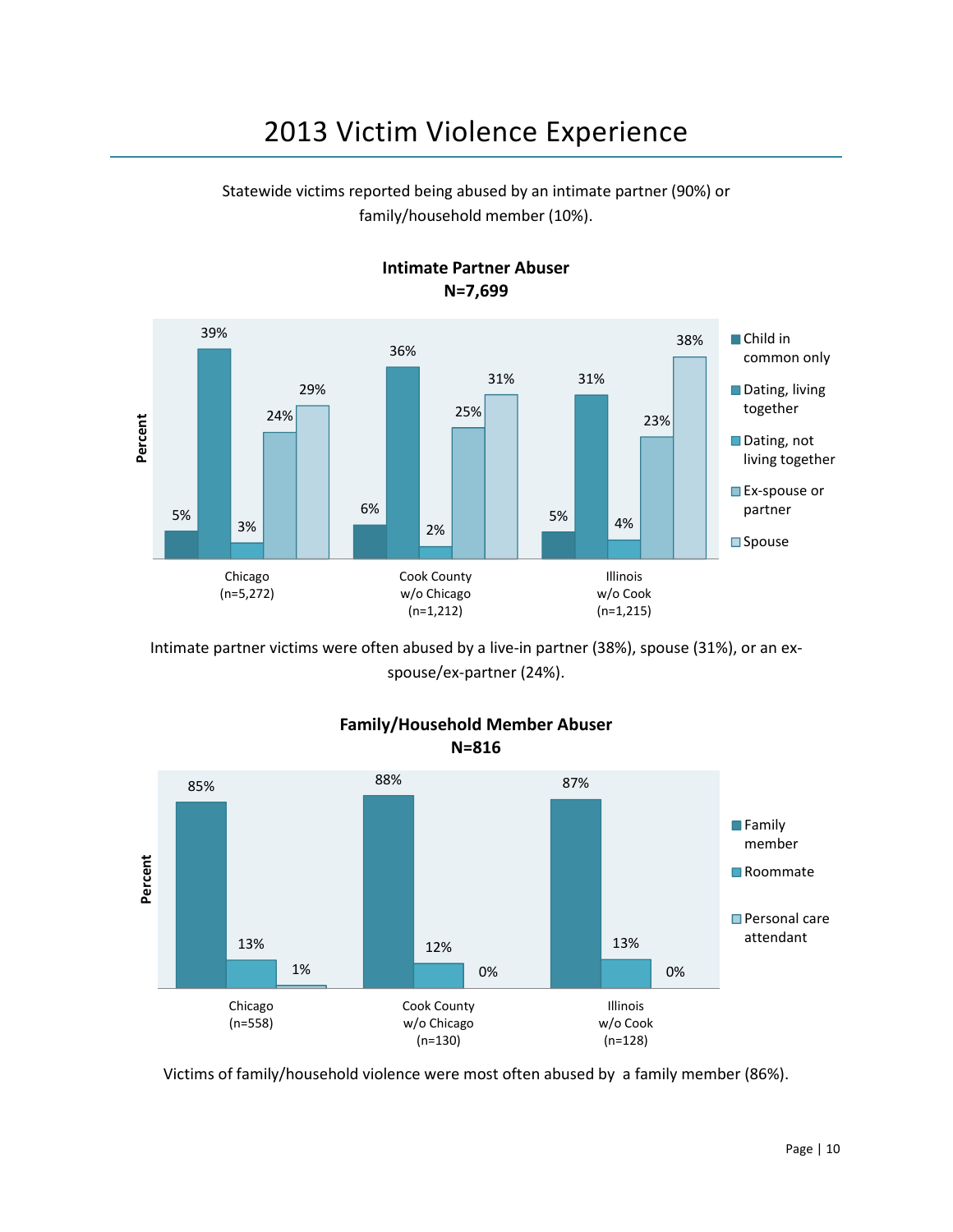# 2013 Victim Violence Experience

Statewide victims reported being abused by an intimate partner (90%) or family/household member (10%).

**Intimate Partner Abuser**
**N=7,699**

| | Child in common only | Dating, living together | Dating, not living together | Ex-spouse or partner | Spouse |
|---|---|---|---|---|---|
| Chicago (n=5,272) | 5% | 39% | 3% | 24% | 29% |
| Cook County w/o Chicago (n=1,212) | 6% | 36% | 2% | 25% | 31% |
| Illinois w/o Cook (n=1,215) | 5% | 31% | 4% | 23% | 38% |

Intimate partner victims were often abused by a live-in partner (38%), spouse (31%), or an ex-spouse/ex-partner (24%).

**Family/Household Member Abuser**
**N=816**

| | Family member | Roommate | Personal care attendant |
|---|---|---|---|
| Chicago (n=558) | 85% | 13% | 1% |
| Cook County w/o Chicago (n=130) | 88% | 12% | 0% |
| Illinois w/o Cook (n=128) | 87% | 13% | 0% |

Victims of family/household violence were most often abused by a family member (86%).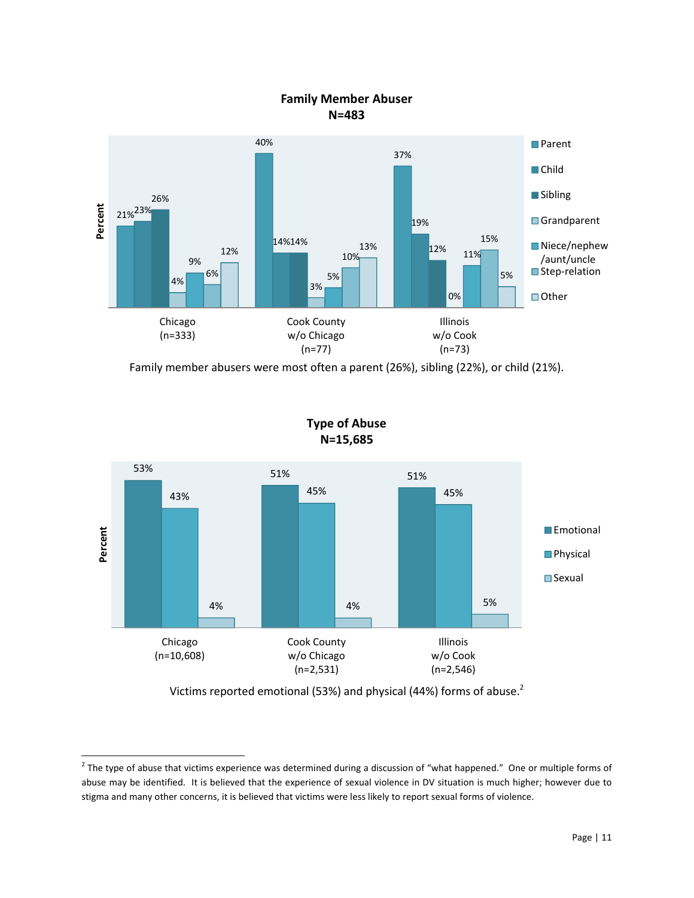**Family Member Abuser**
**N=483**

| | Parent | Child | Sibling | Grandparent | Niece/nephew /aunt/uncle | Step-relation | Other |
|---|---|---|---|---|---|---|---|
| Chicago (n=333) | 21% | 23% | 26% | 4% | 9% | 6% | 12% |
| Cook County w/o Chicago (n=77) | 40% | 14% | 14% | 3% | 5% | 10% | 13% |
| Illinois w/o Cook (n=73) | 37% | 19% | 12% | 0% | 11% | 15% | 5% |

Family member abusers were most often a parent (26%), sibling (22%), or child (21%).

**Type of Abuse**
**N=15,685**

| | Emotional | Physical | Sexual |
|---|---|---|---|
| Chicago (n=10,608) | 53% | 43% | 4% |
| Cook County w/o Chicago (n=2,531) | 51% | 45% | 4% |
| Illinois w/o Cook (n=2,546) | 51% | 45% | 5% |

Victims reported emotional (53%) and physical (44%) forms of abuse.[2]

[2] The type of abuse that victims experience was determined during a discussion of "what happened." One or multiple forms of abuse may be identified. It is believed that the experience of sexual violence in DV situation is much higher; however due to stigma and many other concerns, it is believed that victims were less likely to report sexual forms of violence.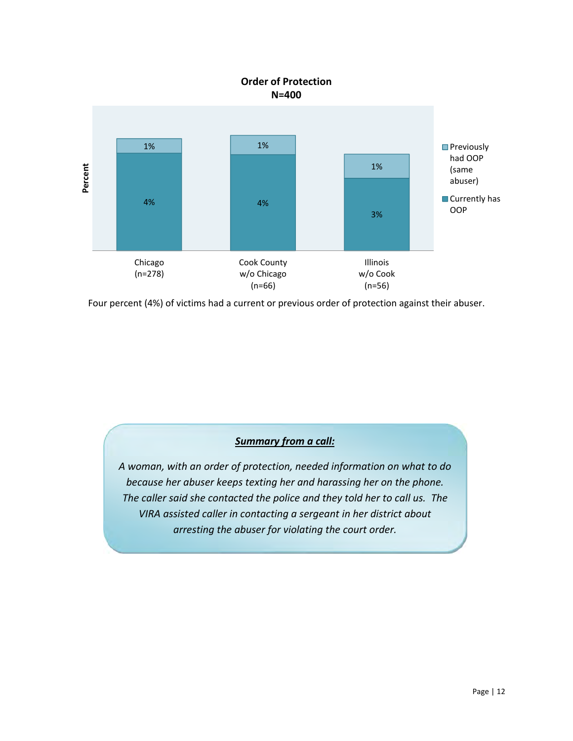**Order of Protection**
**N=400**

| | Chicago (n=278) | Cook County w/o Chicago (n=66) | Illinois w/o Cook (n=56) |
|---|---|---|---|
| Previously had OOP (same abuser) | 1% | 1% | 1% |
| Currently has OOP | 4% | 4% | 3% |

Four percent (4%) of victims had a current or previous order of protection against their abuser.

***Summary from a call:***

*A woman, with an order of protection, needed information on what to do because her abuser keeps texting her and harassing her on the phone. The caller said she contacted the police and they told her to call us. The VIRA assisted caller in contacting a sergeant in her district about arresting the abuser for violating the court order.*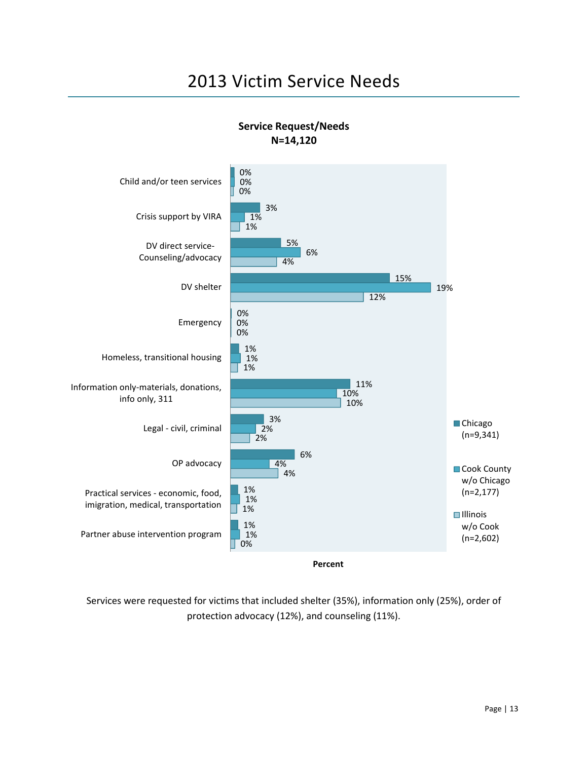# 2013 Victim Service Needs

**Service Request/Needs**
**N=14,120**

| Service | Chicago (n=9,341) | Cook County w/o Chicago (n=2,177) | Illinois w/o Cook (n=2,602) |
| --- | --- | --- | --- |
| Child and/or teen services | 0% | 0% | 0% |
| Crisis support by VIRA | 3% | 1% | 1% |
| DV direct service-Counseling/advocacy | 5% | 6% | 4% |
| DV shelter | 15% | 19% | 12% |
| Emergency | 0% | 0% | 0% |
| Homeless, transitional housing | 1% | 1% | 1% |
| Information only-materials, donations, info only, 311 | 11% | 10% | 10% |
| Legal - civil, criminal | 3% | 2% | 2% |
| OP advocacy | 6% | 4% | 4% |
| Practical services - economic, food, imigration, medical, transportation | 1% | 1% | 1% |
| Partner abuse intervention program | 1% | 1% | 0% |

**Percent**

Services were requested for victims that included shelter (35%), information only (25%), order of protection advocacy (12%), and counseling (11%).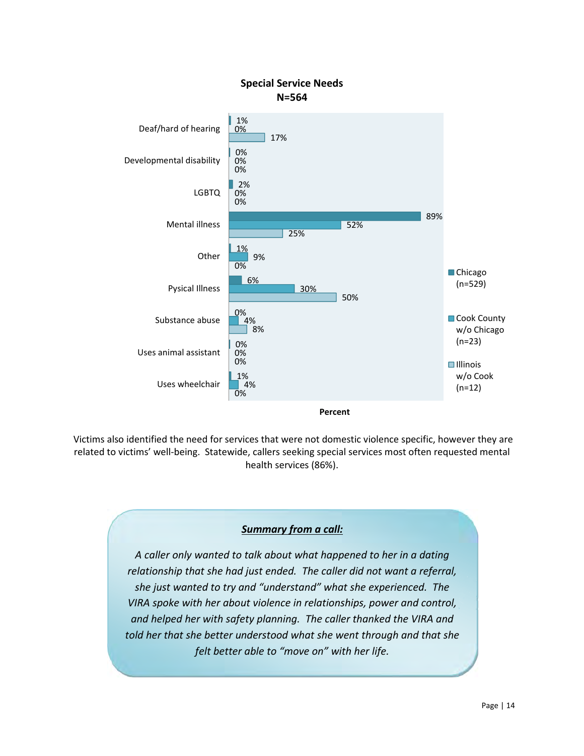**Special Service Needs**
**N=564**

| | Chicago (n=529) | Cook County w/o Chicago (n=23) | Illinois w/o Cook (n=12) |
|---|---|---|---|
| Deaf/hard of hearing | 1% | 0% | 17% |
| Developmental disability | 0% | 0% | 0% |
| LGBTQ | 2% | 0% | 0% |
| Mental illness | 89% | 52% | 25% |
| Other | 1% | 9% | 0% |
| Pysical Illness | 6% | 30% | 50% |
| Substance abuse | 0% | 4% | 8% |
| Uses animal assistant | 0% | 0% | 0% |
| Uses wheelchair | 1% | 4% | 0% |

Percent

Victims also identified the need for services that were not domestic violence specific, however they are related to victims' well-being. Statewide, callers seeking special services most often requested mental health services (86%).

***Summary from a call:***

*A caller only wanted to talk about what happened to her in a dating relationship that she had just ended. The caller did not want a referral, she just wanted to try and "understand" what she experienced. The VIRA spoke with her about violence in relationships, power and control, and helped her with safety planning. The caller thanked the VIRA and told her that she better understood what she went through and that she felt better able to "move on" with her life.*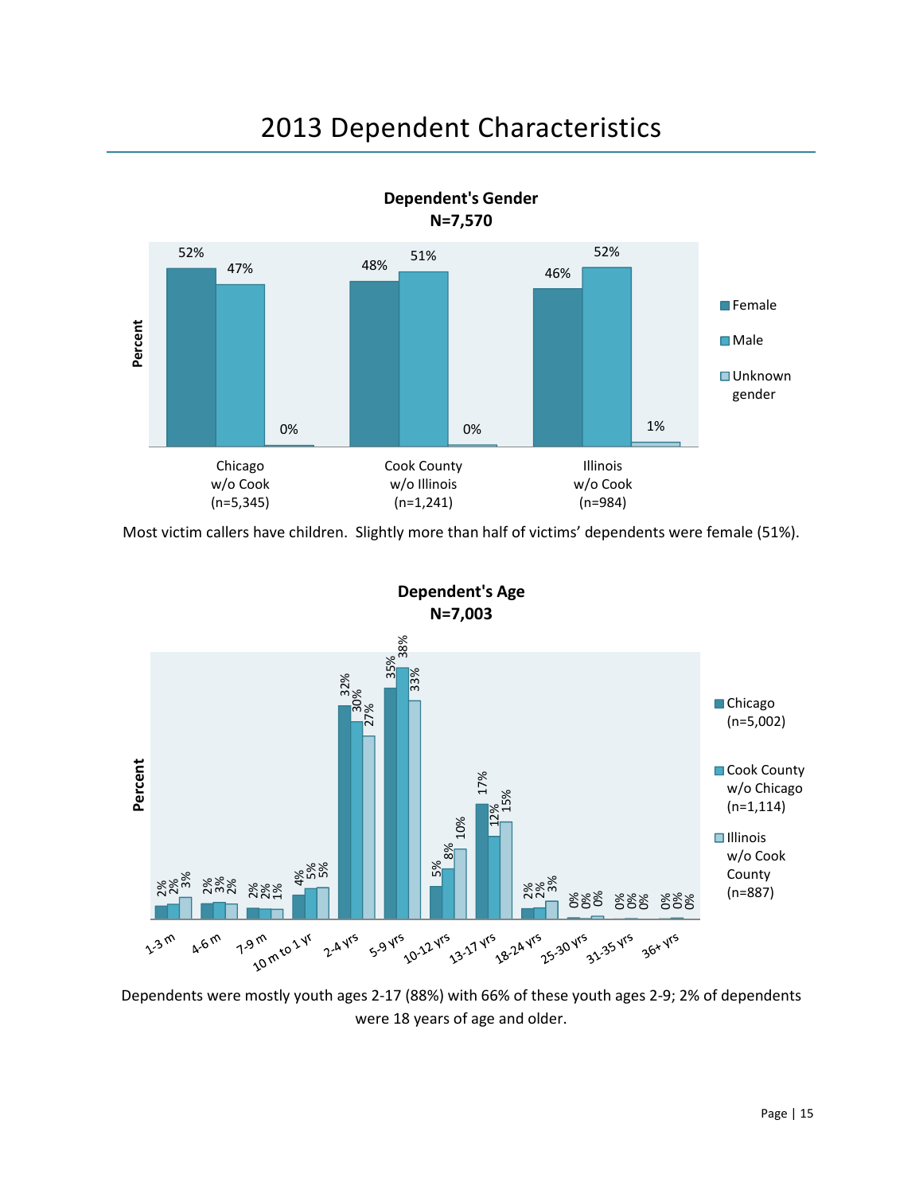# 2013 Dependent Characteristics

**Dependent's Gender**
**N=7,570**

| | Female | Male | Unknown gender |
|---|---|---|---|
| Chicago w/o Cook (n=5,345) | 52% | 47% | 0% |
| Cook County w/o Illinois (n=1,241) | 48% | 51% | 0% |
| Illinois w/o Cook (n=984) | 46% | 52% | 1% |

Most victim callers have children. Slightly more than half of victims' dependents were female (51%).

**Dependent's Age**
**N=7,003**

| Age | Chicago (n=5,002) | Cook County w/o Chicago (n=1,114) | Illinois w/o Cook County (n=887) |
|---|---|---|---|
| 1-3 m | 2% | 2% | 3% |
| 4-6 m | 2% | 3% | 2% |
| 7-9 m | 2% | 2% | 1% |
| 10 m to 1 yr | 4% | 5% | 5% |
| 2-4 yrs | 32% | 30% | 27% |
| 5-9 yrs | 35% | 38% | 33% |
| 10-12 yrs | 5% | 8% | 10% |
| 13-17 yrs | 17% | 12% | 15% |
| 18-24 yrs | 2% | 2% | 3% |
| 25-30 yrs | 0% | 0% | 0% |
| 31-35 yrs | 0% | 0% | 0% |
| 36+ yrs | 0% | 0% | 0% |

Dependents were mostly youth ages 2-17 (88%) with 66% of these youth ages 2-9; 2% of dependents were 18 years of age and older.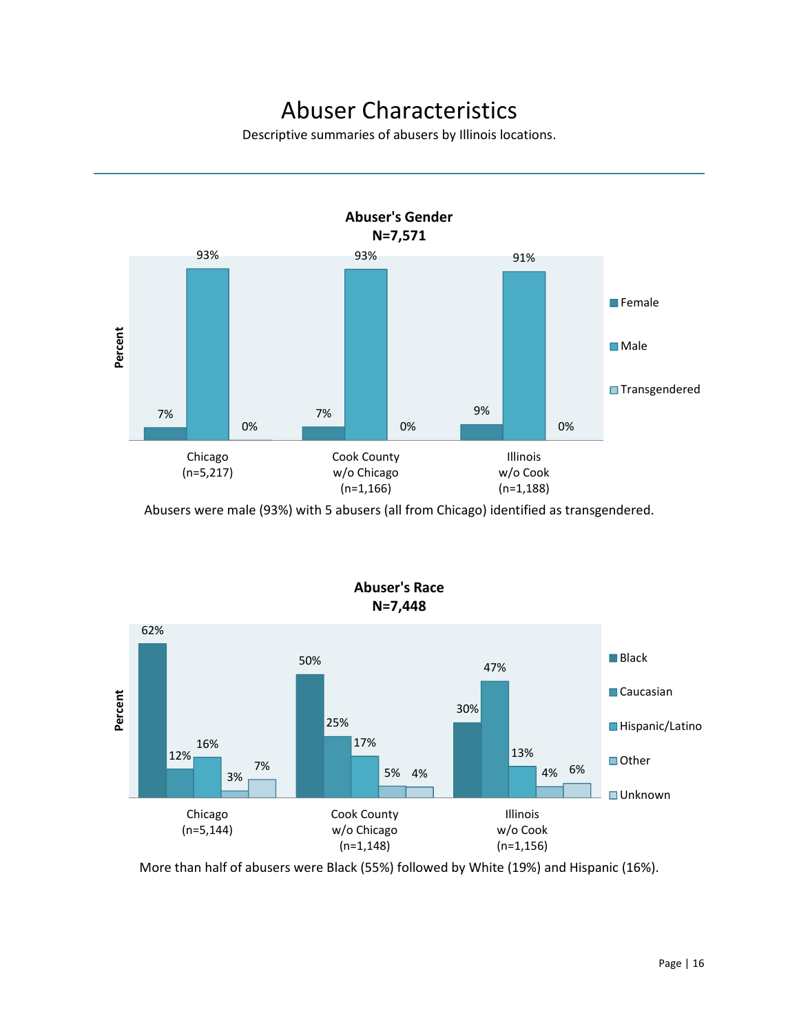# Abuser Characteristics

Descriptive summaries of abusers by Illinois locations.

---

**Abuser's Gender**
**N=7,571**

| | Female | Male | Transgendered |
|---|---|---|---|
| Chicago (n=5,217) | 7% | 93% | 0% |
| Cook County w/o Chicago (n=1,166) | 7% | 93% | 0% |
| Illinois w/o Cook (n=1,188) | 9% | 91% | 0% |

Abusers were male (93%) with 5 abusers (all from Chicago) identified as transgendered.

**Abuser's Race**
**N=7,448**

| | Black | Caucasian | Hispanic/Latino | Other | Unknown |
|---|---|---|---|---|---|
| Chicago (n=5,144) | 62% | 12% | 16% | 3% | 7% |
| Cook County w/o Chicago (n=1,148) | 50% | 25% | 17% | 5% | 4% |
| Illinois w/o Cook (n=1,156) | 30% | 47% | 13% | 4% | 6% |

More than half of abusers were Black (55%) followed by White (19%) and Hispanic (16%).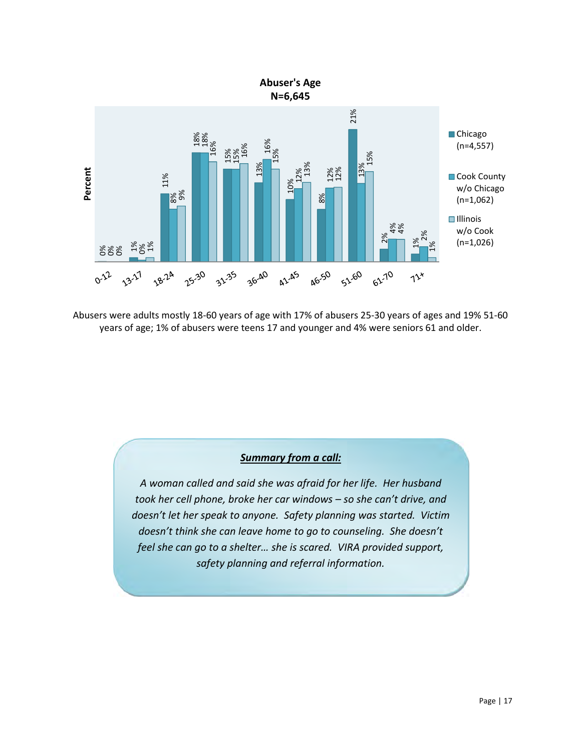**Abuser's Age**
**N=6,645**

| Age | Chicago (n=4,557) | Cook County w/o Chicago (n=1,062) | Illinois w/o Cook (n=1,026) |
|---|---|---|---|
| 0-12 | 0% | 0% | 0% |
| 13-17 | 1% | 0% | 1% |
| 18-24 | 11% | 8% | 9% |
| 25-30 | 18% | 18% | 16% |
| 31-35 | 15% | 15% | 16% |
| 36-40 | 13% | 16% | 15% |
| 41-45 | 10% | 12% | 13% |
| 46-50 | 8% | 12% | 12% |
| 51-60 | 21% | 13% | 15% |
| 61-70 | 2% | 4% | 4% |
| 71+ | 1% | 2% | 1% |

Abusers were adults mostly 18-60 years of age with 17% of abusers 25-30 years of ages and 19% 51-60 years of age; 1% of abusers were teens 17 and younger and 4% were seniors 61 and older.

***Summary from a call:***

*A woman called and said she was afraid for her life. Her husband took her cell phone, broke her car windows – so she can't drive, and doesn't let her speak to anyone. Safety planning was started. Victim doesn't think she can leave home to go to counseling. She doesn't feel she can go to a shelter… she is scared. VIRA provided support, safety planning and referral information.*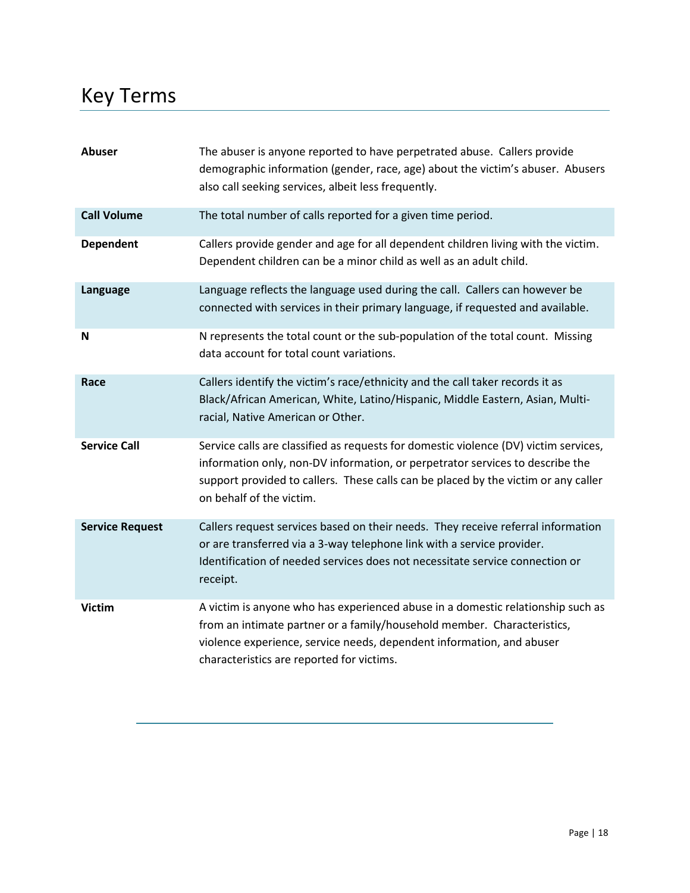# Key Terms

| | |
|---|---|
| **Abuser** | The abuser is anyone reported to have perpetrated abuse. Callers provide demographic information (gender, race, age) about the victim's abuser. Abusers also call seeking services, albeit less frequently. |
| **Call Volume** | The total number of calls reported for a given time period. |
| **Dependent** | Callers provide gender and age for all dependent children living with the victim. Dependent children can be a minor child as well as an adult child. |
| **Language** | Language reflects the language used during the call. Callers can however be connected with services in their primary language, if requested and available. |
| **N** | N represents the total count or the sub-population of the total count. Missing data account for total count variations. |
| **Race** | Callers identify the victim's race/ethnicity and the call taker records it as Black/African American, White, Latino/Hispanic, Middle Eastern, Asian, Multi-racial, Native American or Other. |
| **Service Call** | Service calls are classified as requests for domestic violence (DV) victim services, information only, non-DV information, or perpetrator services to describe the support provided to callers. These calls can be placed by the victim or any caller on behalf of the victim. |
| **Service Request** | Callers request services based on their needs. They receive referral information or are transferred via a 3-way telephone link with a service provider. Identification of needed services does not necessitate service connection or receipt. |
| **Victim** | A victim is anyone who has experienced abuse in a domestic relationship such as from an intimate partner or a family/household member. Characteristics, violence experience, service needs, dependent information, and abuser characteristics are reported for victims. |